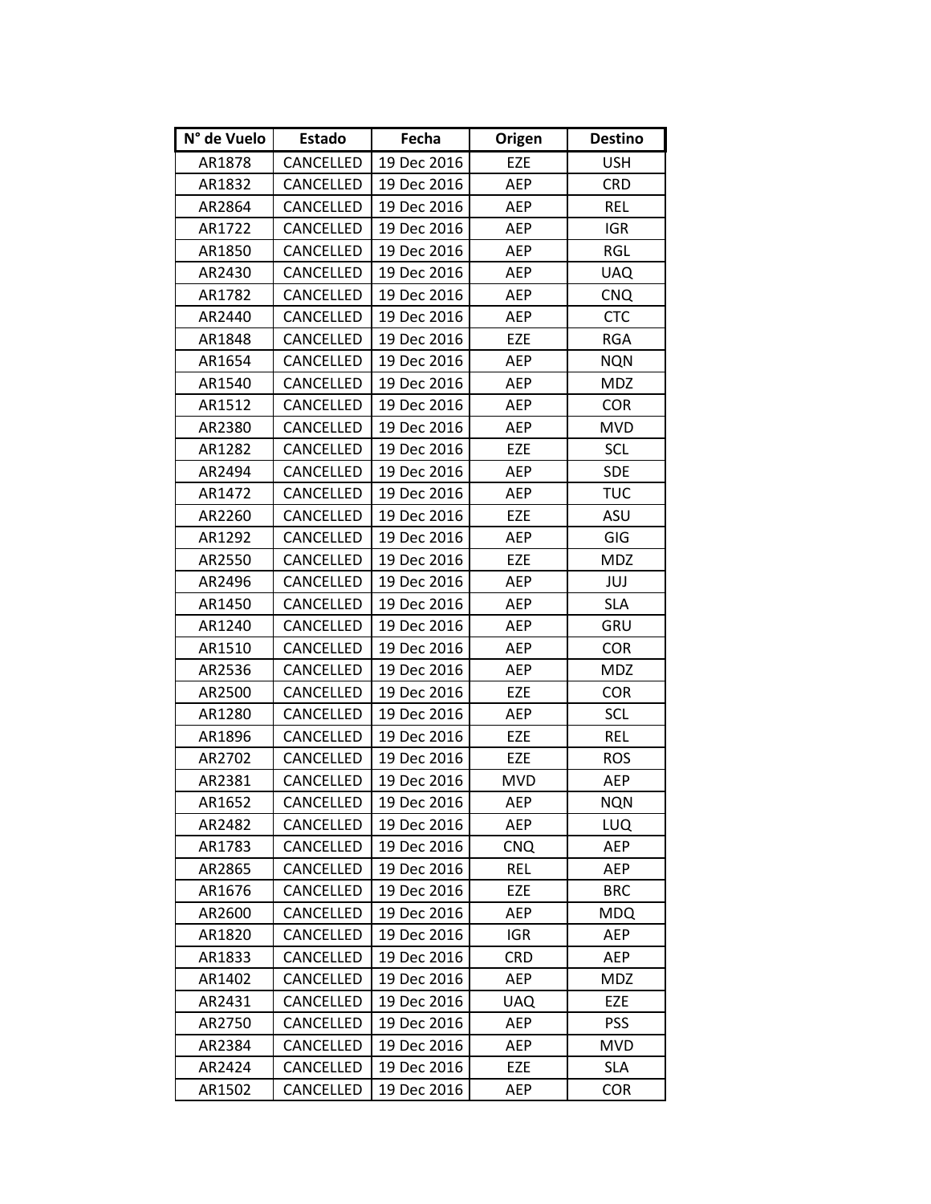| N° de Vuelo | Estado | Fecha | Origen | Destino |
|---|---|---|---|---|
| AR1878 | CANCELLED | 19 Dec 2016 | EZE | USH |
| AR1832 | CANCELLED | 19 Dec 2016 | AEP | CRD |
| AR2864 | CANCELLED | 19 Dec 2016 | AEP | REL |
| AR1722 | CANCELLED | 19 Dec 2016 | AEP | IGR |
| AR1850 | CANCELLED | 19 Dec 2016 | AEP | RGL |
| AR2430 | CANCELLED | 19 Dec 2016 | AEP | UAQ |
| AR1782 | CANCELLED | 19 Dec 2016 | AEP | CNQ |
| AR2440 | CANCELLED | 19 Dec 2016 | AEP | CTC |
| AR1848 | CANCELLED | 19 Dec 2016 | EZE | RGA |
| AR1654 | CANCELLED | 19 Dec 2016 | AEP | NQN |
| AR1540 | CANCELLED | 19 Dec 2016 | AEP | MDZ |
| AR1512 | CANCELLED | 19 Dec 2016 | AEP | COR |
| AR2380 | CANCELLED | 19 Dec 2016 | AEP | MVD |
| AR1282 | CANCELLED | 19 Dec 2016 | EZE | SCL |
| AR2494 | CANCELLED | 19 Dec 2016 | AEP | SDE |
| AR1472 | CANCELLED | 19 Dec 2016 | AEP | TUC |
| AR2260 | CANCELLED | 19 Dec 2016 | EZE | ASU |
| AR1292 | CANCELLED | 19 Dec 2016 | AEP | GIG |
| AR2550 | CANCELLED | 19 Dec 2016 | EZE | MDZ |
| AR2496 | CANCELLED | 19 Dec 2016 | AEP | JUJ |
| AR1450 | CANCELLED | 19 Dec 2016 | AEP | SLA |
| AR1240 | CANCELLED | 19 Dec 2016 | AEP | GRU |
| AR1510 | CANCELLED | 19 Dec 2016 | AEP | COR |
| AR2536 | CANCELLED | 19 Dec 2016 | AEP | MDZ |
| AR2500 | CANCELLED | 19 Dec 2016 | EZE | COR |
| AR1280 | CANCELLED | 19 Dec 2016 | AEP | SCL |
| AR1896 | CANCELLED | 19 Dec 2016 | EZE | REL |
| AR2702 | CANCELLED | 19 Dec 2016 | EZE | ROS |
| AR2381 | CANCELLED | 19 Dec 2016 | MVD | AEP |
| AR1652 | CANCELLED | 19 Dec 2016 | AEP | NQN |
| AR2482 | CANCELLED | 19 Dec 2016 | AEP | LUQ |
| AR1783 | CANCELLED | 19 Dec 2016 | CNQ | AEP |
| AR2865 | CANCELLED | 19 Dec 2016 | REL | AEP |
| AR1676 | CANCELLED | 19 Dec 2016 | EZE | BRC |
| AR2600 | CANCELLED | 19 Dec 2016 | AEP | MDQ |
| AR1820 | CANCELLED | 19 Dec 2016 | IGR | AEP |
| AR1833 | CANCELLED | 19 Dec 2016 | CRD | AEP |
| AR1402 | CANCELLED | 19 Dec 2016 | AEP | MDZ |
| AR2431 | CANCELLED | 19 Dec 2016 | UAQ | EZE |
| AR2750 | CANCELLED | 19 Dec 2016 | AEP | PSS |
| AR2384 | CANCELLED | 19 Dec 2016 | AEP | MVD |
| AR2424 | CANCELLED | 19 Dec 2016 | EZE | SLA |
| AR1502 | CANCELLED | 19 Dec 2016 | AEP | COR |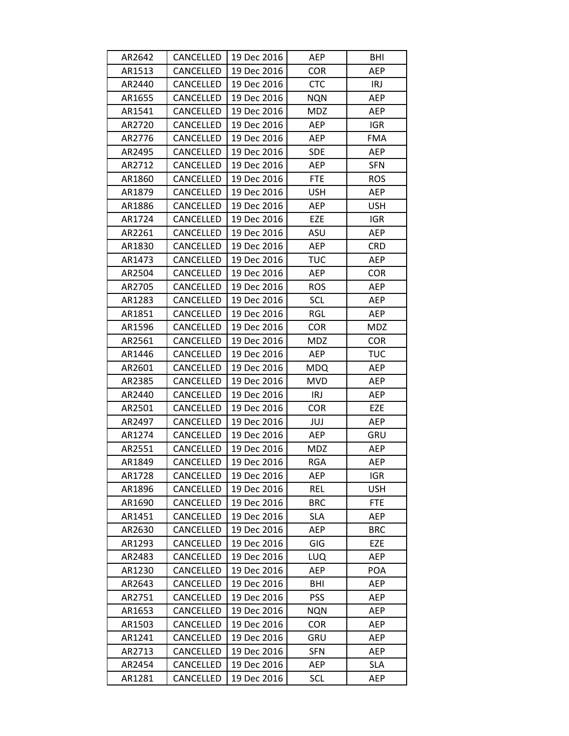| | | | | |
|---|---|---|---|---|
| AR2642 | CANCELLED | 19 Dec 2016 | AEP | BHI |
| AR1513 | CANCELLED | 19 Dec 2016 | COR | AEP |
| AR2440 | CANCELLED | 19 Dec 2016 | CTC | IRJ |
| AR1655 | CANCELLED | 19 Dec 2016 | NQN | AEP |
| AR1541 | CANCELLED | 19 Dec 2016 | MDZ | AEP |
| AR2720 | CANCELLED | 19 Dec 2016 | AEP | IGR |
| AR2776 | CANCELLED | 19 Dec 2016 | AEP | FMA |
| AR2495 | CANCELLED | 19 Dec 2016 | SDE | AEP |
| AR2712 | CANCELLED | 19 Dec 2016 | AEP | SFN |
| AR1860 | CANCELLED | 19 Dec 2016 | FTE | ROS |
| AR1879 | CANCELLED | 19 Dec 2016 | USH | AEP |
| AR1886 | CANCELLED | 19 Dec 2016 | AEP | USH |
| AR1724 | CANCELLED | 19 Dec 2016 | EZE | IGR |
| AR2261 | CANCELLED | 19 Dec 2016 | ASU | AEP |
| AR1830 | CANCELLED | 19 Dec 2016 | AEP | CRD |
| AR1473 | CANCELLED | 19 Dec 2016 | TUC | AEP |
| AR2504 | CANCELLED | 19 Dec 2016 | AEP | COR |
| AR2705 | CANCELLED | 19 Dec 2016 | ROS | AEP |
| AR1283 | CANCELLED | 19 Dec 2016 | SCL | AEP |
| AR1851 | CANCELLED | 19 Dec 2016 | RGL | AEP |
| AR1596 | CANCELLED | 19 Dec 2016 | COR | MDZ |
| AR2561 | CANCELLED | 19 Dec 2016 | MDZ | COR |
| AR1446 | CANCELLED | 19 Dec 2016 | AEP | TUC |
| AR2601 | CANCELLED | 19 Dec 2016 | MDQ | AEP |
| AR2385 | CANCELLED | 19 Dec 2016 | MVD | AEP |
| AR2440 | CANCELLED | 19 Dec 2016 | IRJ | AEP |
| AR2501 | CANCELLED | 19 Dec 2016 | COR | EZE |
| AR2497 | CANCELLED | 19 Dec 2016 | JUJ | AEP |
| AR1274 | CANCELLED | 19 Dec 2016 | AEP | GRU |
| AR2551 | CANCELLED | 19 Dec 2016 | MDZ | AEP |
| AR1849 | CANCELLED | 19 Dec 2016 | RGA | AEP |
| AR1728 | CANCELLED | 19 Dec 2016 | AEP | IGR |
| AR1896 | CANCELLED | 19 Dec 2016 | REL | USH |
| AR1690 | CANCELLED | 19 Dec 2016 | BRC | FTE |
| AR1451 | CANCELLED | 19 Dec 2016 | SLA | AEP |
| AR2630 | CANCELLED | 19 Dec 2016 | AEP | BRC |
| AR1293 | CANCELLED | 19 Dec 2016 | GIG | EZE |
| AR2483 | CANCELLED | 19 Dec 2016 | LUQ | AEP |
| AR1230 | CANCELLED | 19 Dec 2016 | AEP | POA |
| AR2643 | CANCELLED | 19 Dec 2016 | BHI | AEP |
| AR2751 | CANCELLED | 19 Dec 2016 | PSS | AEP |
| AR1653 | CANCELLED | 19 Dec 2016 | NQN | AEP |
| AR1503 | CANCELLED | 19 Dec 2016 | COR | AEP |
| AR1241 | CANCELLED | 19 Dec 2016 | GRU | AEP |
| AR2713 | CANCELLED | 19 Dec 2016 | SFN | AEP |
| AR2454 | CANCELLED | 19 Dec 2016 | AEP | SLA |
| AR1281 | CANCELLED | 19 Dec 2016 | SCL | AEP |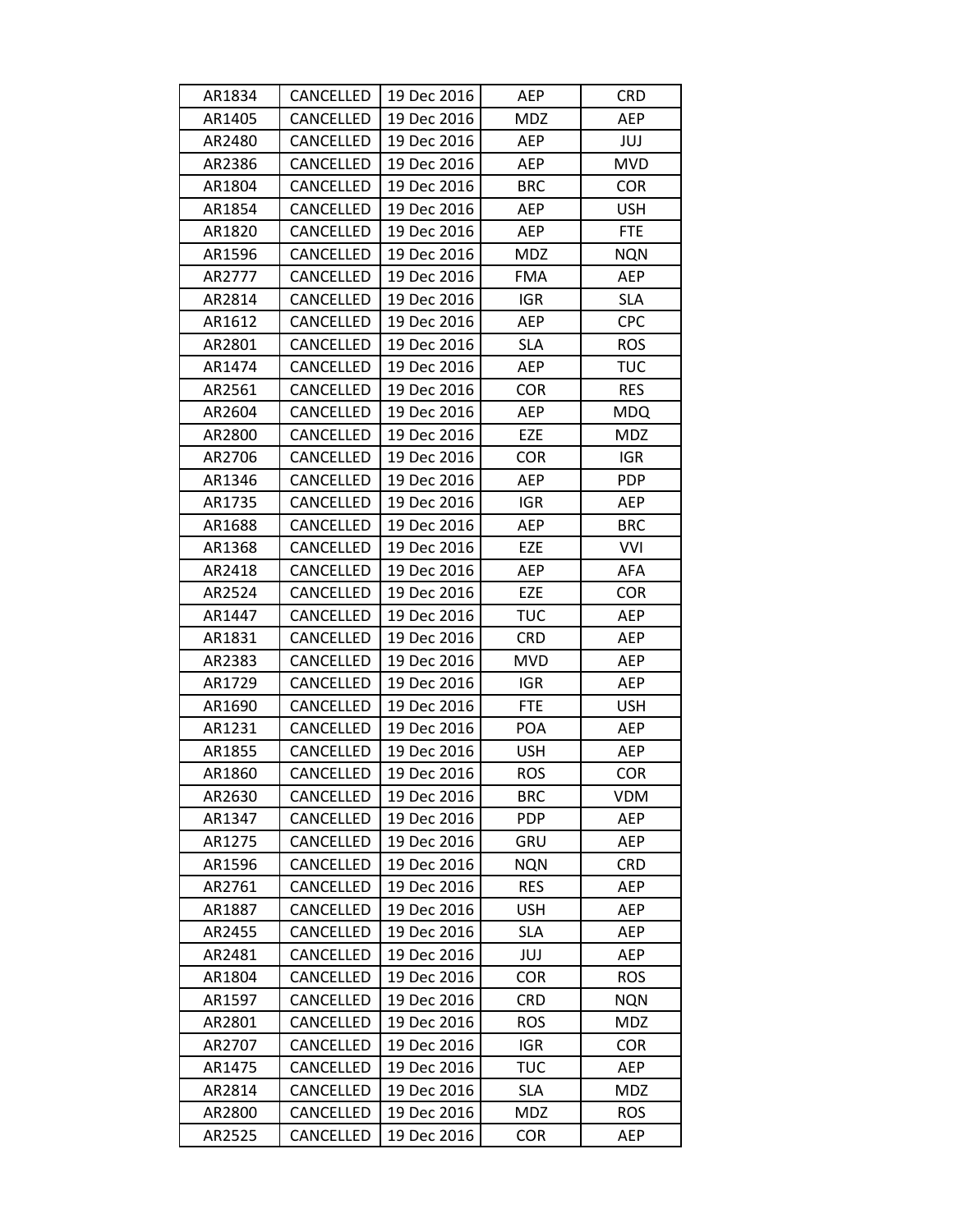| | | | | |
|---|---|---|---|---|
| AR1834 | CANCELLED | 19 Dec 2016 | AEP | CRD |
| AR1405 | CANCELLED | 19 Dec 2016 | MDZ | AEP |
| AR2480 | CANCELLED | 19 Dec 2016 | AEP | JUJ |
| AR2386 | CANCELLED | 19 Dec 2016 | AEP | MVD |
| AR1804 | CANCELLED | 19 Dec 2016 | BRC | COR |
| AR1854 | CANCELLED | 19 Dec 2016 | AEP | USH |
| AR1820 | CANCELLED | 19 Dec 2016 | AEP | FTE |
| AR1596 | CANCELLED | 19 Dec 2016 | MDZ | NQN |
| AR2777 | CANCELLED | 19 Dec 2016 | FMA | AEP |
| AR2814 | CANCELLED | 19 Dec 2016 | IGR | SLA |
| AR1612 | CANCELLED | 19 Dec 2016 | AEP | CPC |
| AR2801 | CANCELLED | 19 Dec 2016 | SLA | ROS |
| AR1474 | CANCELLED | 19 Dec 2016 | AEP | TUC |
| AR2561 | CANCELLED | 19 Dec 2016 | COR | RES |
| AR2604 | CANCELLED | 19 Dec 2016 | AEP | MDQ |
| AR2800 | CANCELLED | 19 Dec 2016 | EZE | MDZ |
| AR2706 | CANCELLED | 19 Dec 2016 | COR | IGR |
| AR1346 | CANCELLED | 19 Dec 2016 | AEP | PDP |
| AR1735 | CANCELLED | 19 Dec 2016 | IGR | AEP |
| AR1688 | CANCELLED | 19 Dec 2016 | AEP | BRC |
| AR1368 | CANCELLED | 19 Dec 2016 | EZE | VVI |
| AR2418 | CANCELLED | 19 Dec 2016 | AEP | AFA |
| AR2524 | CANCELLED | 19 Dec 2016 | EZE | COR |
| AR1447 | CANCELLED | 19 Dec 2016 | TUC | AEP |
| AR1831 | CANCELLED | 19 Dec 2016 | CRD | AEP |
| AR2383 | CANCELLED | 19 Dec 2016 | MVD | AEP |
| AR1729 | CANCELLED | 19 Dec 2016 | IGR | AEP |
| AR1690 | CANCELLED | 19 Dec 2016 | FTE | USH |
| AR1231 | CANCELLED | 19 Dec 2016 | POA | AEP |
| AR1855 | CANCELLED | 19 Dec 2016 | USH | AEP |
| AR1860 | CANCELLED | 19 Dec 2016 | ROS | COR |
| AR2630 | CANCELLED | 19 Dec 2016 | BRC | VDM |
| AR1347 | CANCELLED | 19 Dec 2016 | PDP | AEP |
| AR1275 | CANCELLED | 19 Dec 2016 | GRU | AEP |
| AR1596 | CANCELLED | 19 Dec 2016 | NQN | CRD |
| AR2761 | CANCELLED | 19 Dec 2016 | RES | AEP |
| AR1887 | CANCELLED | 19 Dec 2016 | USH | AEP |
| AR2455 | CANCELLED | 19 Dec 2016 | SLA | AEP |
| AR2481 | CANCELLED | 19 Dec 2016 | JUJ | AEP |
| AR1804 | CANCELLED | 19 Dec 2016 | COR | ROS |
| AR1597 | CANCELLED | 19 Dec 2016 | CRD | NQN |
| AR2801 | CANCELLED | 19 Dec 2016 | ROS | MDZ |
| AR2707 | CANCELLED | 19 Dec 2016 | IGR | COR |
| AR1475 | CANCELLED | 19 Dec 2016 | TUC | AEP |
| AR2814 | CANCELLED | 19 Dec 2016 | SLA | MDZ |
| AR2800 | CANCELLED | 19 Dec 2016 | MDZ | ROS |
| AR2525 | CANCELLED | 19 Dec 2016 | COR | AEP |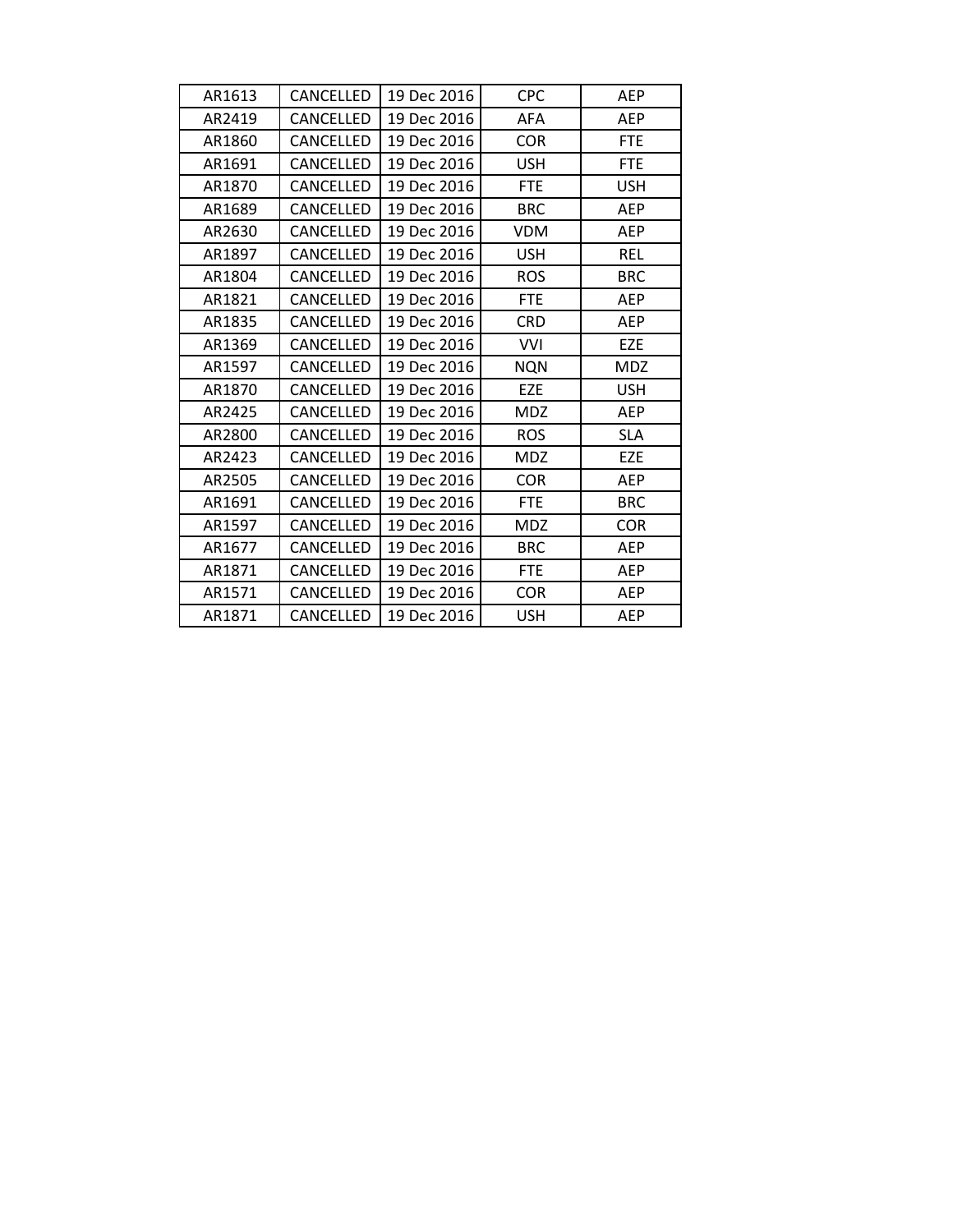| | | | | |
|---|---|---|---|---|
| AR1613 | CANCELLED | 19 Dec 2016 | CPC | AEP |
| AR2419 | CANCELLED | 19 Dec 2016 | AFA | AEP |
| AR1860 | CANCELLED | 19 Dec 2016 | COR | FTE |
| AR1691 | CANCELLED | 19 Dec 2016 | USH | FTE |
| AR1870 | CANCELLED | 19 Dec 2016 | FTE | USH |
| AR1689 | CANCELLED | 19 Dec 2016 | BRC | AEP |
| AR2630 | CANCELLED | 19 Dec 2016 | VDM | AEP |
| AR1897 | CANCELLED | 19 Dec 2016 | USH | REL |
| AR1804 | CANCELLED | 19 Dec 2016 | ROS | BRC |
| AR1821 | CANCELLED | 19 Dec 2016 | FTE | AEP |
| AR1835 | CANCELLED | 19 Dec 2016 | CRD | AEP |
| AR1369 | CANCELLED | 19 Dec 2016 | VVI | EZE |
| AR1597 | CANCELLED | 19 Dec 2016 | NQN | MDZ |
| AR1870 | CANCELLED | 19 Dec 2016 | EZE | USH |
| AR2425 | CANCELLED | 19 Dec 2016 | MDZ | AEP |
| AR2800 | CANCELLED | 19 Dec 2016 | ROS | SLA |
| AR2423 | CANCELLED | 19 Dec 2016 | MDZ | EZE |
| AR2505 | CANCELLED | 19 Dec 2016 | COR | AEP |
| AR1691 | CANCELLED | 19 Dec 2016 | FTE | BRC |
| AR1597 | CANCELLED | 19 Dec 2016 | MDZ | COR |
| AR1677 | CANCELLED | 19 Dec 2016 | BRC | AEP |
| AR1871 | CANCELLED | 19 Dec 2016 | FTE | AEP |
| AR1571 | CANCELLED | 19 Dec 2016 | COR | AEP |
| AR1871 | CANCELLED | 19 Dec 2016 | USH | AEP |